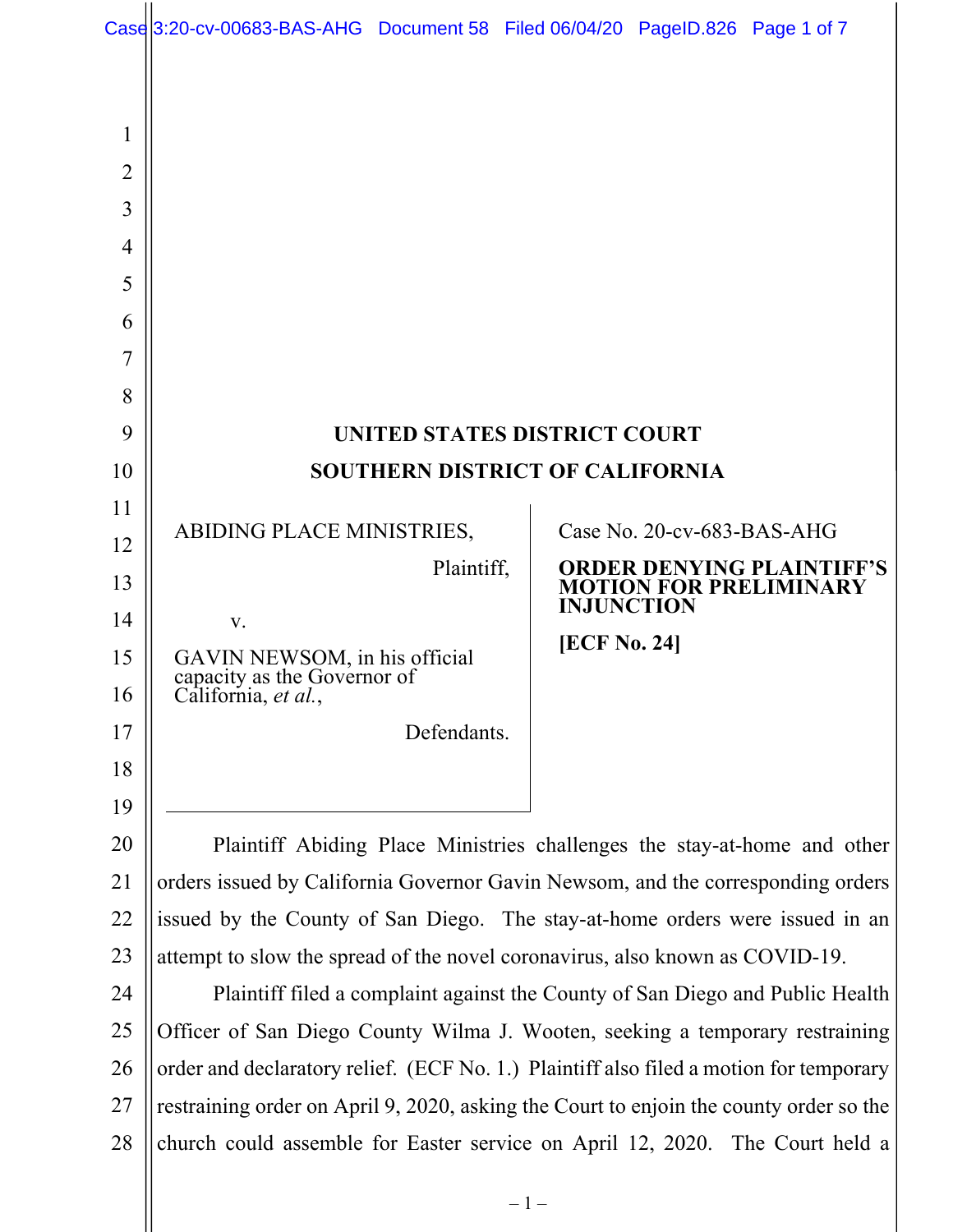# UNITED STATES DISTRICT COURT
# SOUTHERN DISTRICT OF CALIFORNIA

ABIDING PLACE MINISTRIES,

Plaintiff,

v.

GAVIN NEWSOM, in his official capacity as the Governor of California, *et al.*,

Defendants.

Case No. 20-cv-683-BAS-AHG

**ORDER DENYING PLAINTIFF'S MOTION FOR PRELIMINARY INJUNCTION**

**[ECF No. 24]**

Plaintiff Abiding Place Ministries challenges the stay-at-home and other orders issued by California Governor Gavin Newsom, and the corresponding orders issued by the County of San Diego. The stay-at-home orders were issued in an attempt to slow the spread of the novel coronavirus, also known as COVID-19.

Plaintiff filed a complaint against the County of San Diego and Public Health Officer of San Diego County Wilma J. Wooten, seeking a temporary restraining order and declaratory relief. (ECF No. 1.) Plaintiff also filed a motion for temporary restraining order on April 9, 2020, asking the Court to enjoin the county order so the church could assemble for Easter service on April 12, 2020. The Court held a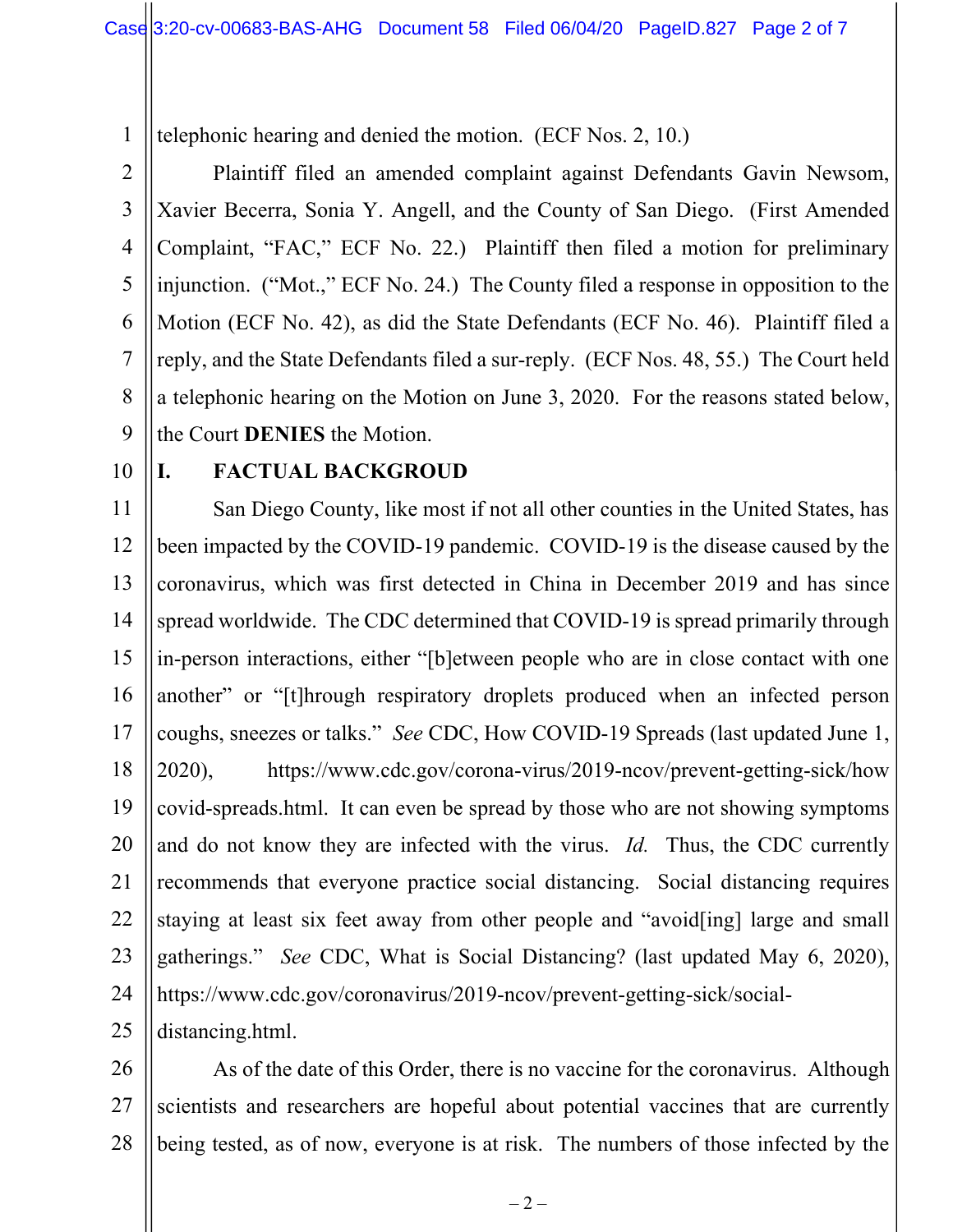telephonic hearing and denied the motion. (ECF Nos. 2, 10.)

Plaintiff filed an amended complaint against Defendants Gavin Newsom, Xavier Becerra, Sonia Y. Angell, and the County of San Diego. (First Amended Complaint, "FAC," ECF No. 22.) Plaintiff then filed a motion for preliminary injunction. ("Mot.," ECF No. 24.) The County filed a response in opposition to the Motion (ECF No. 42), as did the State Defendants (ECF No. 46). Plaintiff filed a reply, and the State Defendants filed a sur-reply. (ECF Nos. 48, 55.) The Court held a telephonic hearing on the Motion on June 3, 2020. For the reasons stated below, the Court **DENIES** the Motion.

## I. FACTUAL BACKGROUD

San Diego County, like most if not all other counties in the United States, has been impacted by the COVID-19 pandemic. COVID-19 is the disease caused by the coronavirus, which was first detected in China in December 2019 and has since spread worldwide. The CDC determined that COVID-19 is spread primarily through in-person interactions, either "[b]etween people who are in close contact with one another" or "[t]hrough respiratory droplets produced when an infected person coughs, sneezes or talks." *See* CDC, How COVID-19 Spreads (last updated June 1, 2020), https://www.cdc.gov/corona-virus/2019-ncov/prevent-getting-sick/how covid-spreads.html. It can even be spread by those who are not showing symptoms and do not know they are infected with the virus. *Id.* Thus, the CDC currently recommends that everyone practice social distancing. Social distancing requires staying at least six feet away from other people and "avoid[ing] large and small gatherings." *See* CDC, What is Social Distancing? (last updated May 6, 2020), https://www.cdc.gov/coronavirus/2019-ncov/prevent-getting-sick/social-distancing.html.

As of the date of this Order, there is no vaccine for the coronavirus. Although scientists and researchers are hopeful about potential vaccines that are currently being tested, as of now, everyone is at risk. The numbers of those infected by the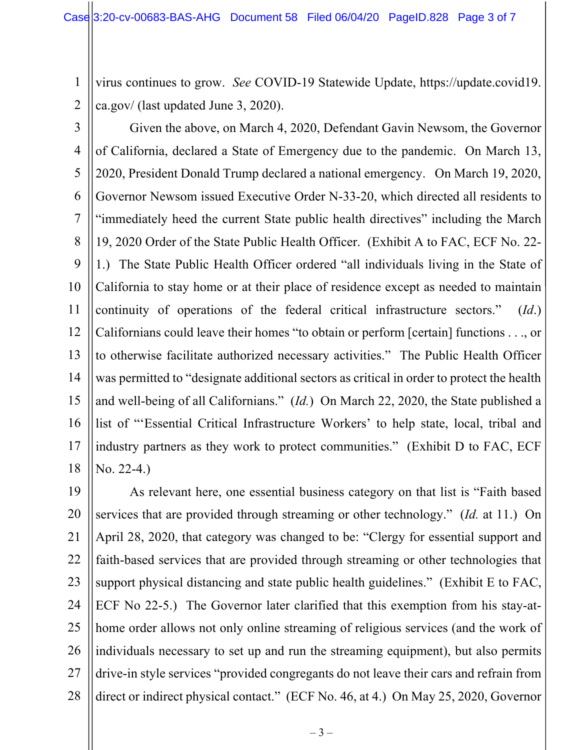virus continues to grow. *See* COVID-19 Statewide Update, https://update.covid19.ca.gov/ (last updated June 3, 2020).

Given the above, on March 4, 2020, Defendant Gavin Newsom, the Governor of California, declared a State of Emergency due to the pandemic. On March 13, 2020, President Donald Trump declared a national emergency. On March 19, 2020, Governor Newsom issued Executive Order N-33-20, which directed all residents to "immediately heed the current State public health directives" including the March 19, 2020 Order of the State Public Health Officer. (Exhibit A to FAC, ECF No. 22-1.) The State Public Health Officer ordered "all individuals living in the State of California to stay home or at their place of residence except as needed to maintain continuity of operations of the federal critical infrastructure sectors." (*Id.*) Californians could leave their homes "to obtain or perform [certain] functions . . ., or to otherwise facilitate authorized necessary activities." The Public Health Officer was permitted to "designate additional sectors as critical in order to protect the health and well-being of all Californians." (*Id.*) On March 22, 2020, the State published a list of "'Essential Critical Infrastructure Workers' to help state, local, tribal and industry partners as they work to protect communities." (Exhibit D to FAC, ECF No. 22-4.)

As relevant here, one essential business category on that list is "Faith based services that are provided through streaming or other technology." (*Id.* at 11.) On April 28, 2020, that category was changed to be: "Clergy for essential support and faith-based services that are provided through streaming or other technologies that support physical distancing and state public health guidelines." (Exhibit E to FAC, ECF No 22-5.) The Governor later clarified that this exemption from his stay-at-home order allows not only online streaming of religious services (and the work of individuals necessary to set up and run the streaming equipment), but also permits drive-in style services "provided congregants do not leave their cars and refrain from direct or indirect physical contact." (ECF No. 46, at 4.) On May 25, 2020, Governor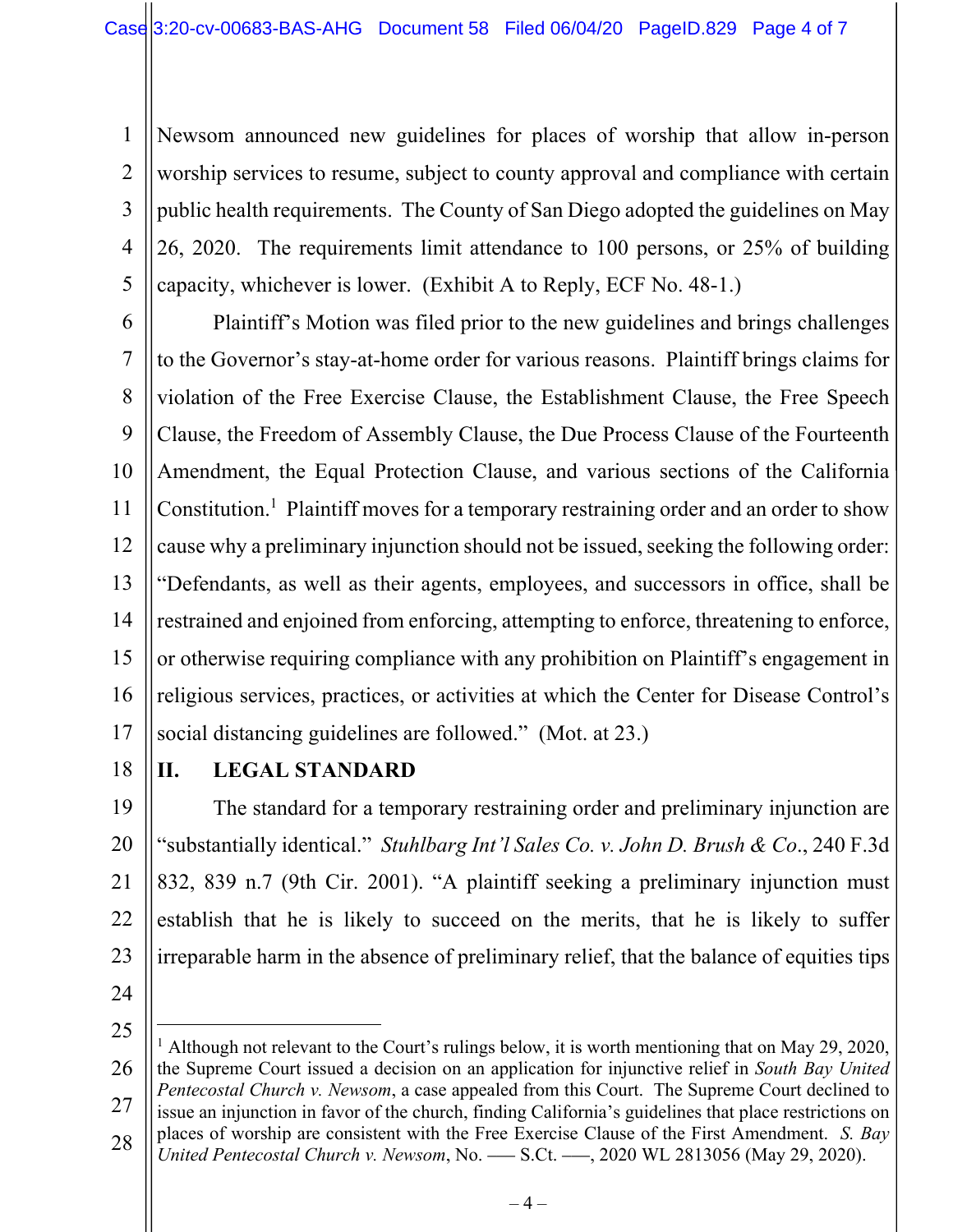Newsom announced new guidelines for places of worship that allow in-person worship services to resume, subject to county approval and compliance with certain public health requirements. The County of San Diego adopted the guidelines on May 26, 2020. The requirements limit attendance to 100 persons, or 25% of building capacity, whichever is lower. (Exhibit A to Reply, ECF No. 48-1.)

Plaintiff's Motion was filed prior to the new guidelines and brings challenges to the Governor's stay-at-home order for various reasons. Plaintiff brings claims for violation of the Free Exercise Clause, the Establishment Clause, the Free Speech Clause, the Freedom of Assembly Clause, the Due Process Clause of the Fourteenth Amendment, the Equal Protection Clause, and various sections of the California Constitution.[1] Plaintiff moves for a temporary restraining order and an order to show cause why a preliminary injunction should not be issued, seeking the following order: "Defendants, as well as their agents, employees, and successors in office, shall be restrained and enjoined from enforcing, attempting to enforce, threatening to enforce, or otherwise requiring compliance with any prohibition on Plaintiff's engagement in religious services, practices, or activities at which the Center for Disease Control's social distancing guidelines are followed." (Mot. at 23.)

## II. LEGAL STANDARD

The standard for a temporary restraining order and preliminary injunction are "substantially identical." *Stuhlbarg Int'l Sales Co. v. John D. Brush & Co*., 240 F.3d 832, 839 n.7 (9th Cir. 2001). "A plaintiff seeking a preliminary injunction must establish that he is likely to succeed on the merits, that he is likely to suffer irreparable harm in the absence of preliminary relief, that the balance of equities tips

---

[1] Although not relevant to the Court's rulings below, it is worth mentioning that on May 29, 2020, the Supreme Court issued a decision on an application for injunctive relief in *South Bay United Pentecostal Church v. Newsom*, a case appealed from this Court. The Supreme Court declined to issue an injunction in favor of the church, finding California's guidelines that place restrictions on places of worship are consistent with the Free Exercise Clause of the First Amendment. *S. Bay United Pentecostal Church v. Newsom*, No. ––– S.Ct. –––, 2020 WL 2813056 (May 29, 2020).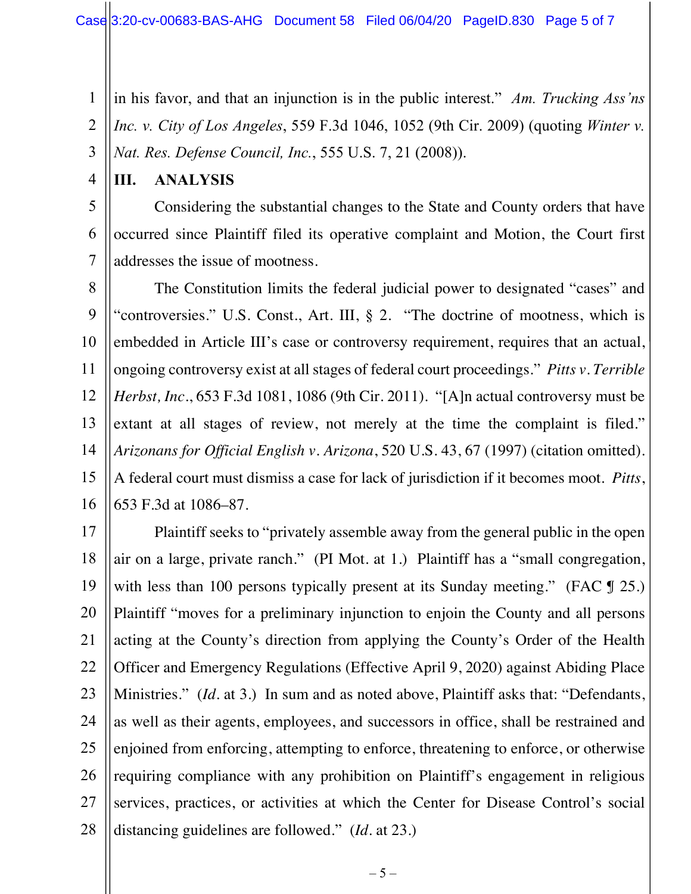in his favor, and that an injunction is in the public interest." *Am. Trucking Ass'ns Inc. v. City of Los Angeles*, 559 F.3d 1046, 1052 (9th Cir. 2009) (quoting *Winter v. Nat. Res. Defense Council, Inc.*, 555 U.S. 7, 21 (2008)).

## III. ANALYSIS

Considering the substantial changes to the State and County orders that have occurred since Plaintiff filed its operative complaint and Motion, the Court first addresses the issue of mootness.

The Constitution limits the federal judicial power to designated "cases" and "controversies." U.S. Const., Art. III, § 2. "The doctrine of mootness, which is embedded in Article III's case or controversy requirement, requires that an actual, ongoing controversy exist at all stages of federal court proceedings." *Pitts v. Terrible Herbst, Inc*., 653 F.3d 1081, 1086 (9th Cir. 2011). "[A]n actual controversy must be extant at all stages of review, not merely at the time the complaint is filed." *Arizonans for Official English v. Arizona*, 520 U.S. 43, 67 (1997) (citation omitted). A federal court must dismiss a case for lack of jurisdiction if it becomes moot. *Pitts*, 653 F.3d at 1086–87.

Plaintiff seeks to "privately assemble away from the general public in the open air on a large, private ranch." (PI Mot. at 1.) Plaintiff has a "small congregation, with less than 100 persons typically present at its Sunday meeting." (FAC ¶ 25.) Plaintiff "moves for a preliminary injunction to enjoin the County and all persons acting at the County's direction from applying the County's Order of the Health Officer and Emergency Regulations (Effective April 9, 2020) against Abiding Place Ministries." (*Id*. at 3.) In sum and as noted above, Plaintiff asks that: "Defendants, as well as their agents, employees, and successors in office, shall be restrained and enjoined from enforcing, attempting to enforce, threatening to enforce, or otherwise requiring compliance with any prohibition on Plaintiff's engagement in religious services, practices, or activities at which the Center for Disease Control's social distancing guidelines are followed." (*Id*. at 23.)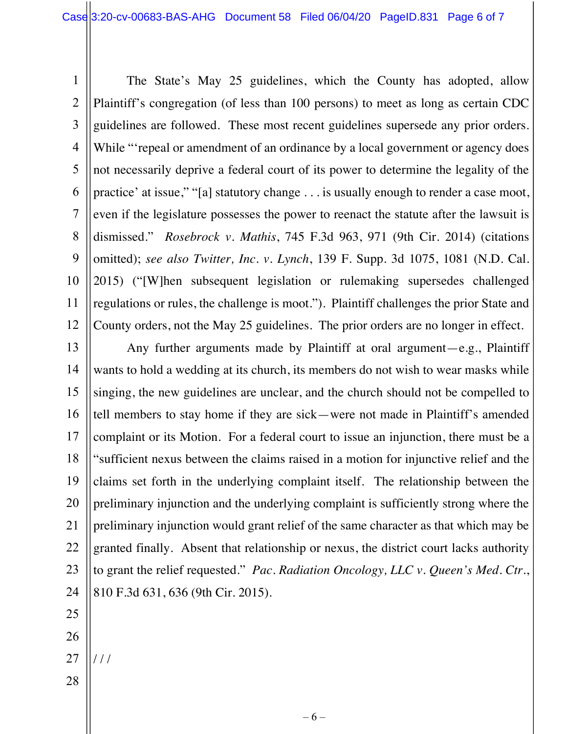The State's May 25 guidelines, which the County has adopted, allow Plaintiff's congregation (of less than 100 persons) to meet as long as certain CDC guidelines are followed. These most recent guidelines supersede any prior orders. While "'repeal or amendment of an ordinance by a local government or agency does not necessarily deprive a federal court of its power to determine the legality of the practice' at issue," "[a] statutory change . . . is usually enough to render a case moot, even if the legislature possesses the power to reenact the statute after the lawsuit is dismissed." *Rosebrock v. Mathis*, 745 F.3d 963, 971 (9th Cir. 2014) (citations omitted); *see also Twitter, Inc. v. Lynch*, 139 F. Supp. 3d 1075, 1081 (N.D. Cal. 2015) ("[W]hen subsequent legislation or rulemaking supersedes challenged regulations or rules, the challenge is moot."). Plaintiff challenges the prior State and County orders, not the May 25 guidelines. The prior orders are no longer in effect.

Any further arguments made by Plaintiff at oral argument—e.g., Plaintiff wants to hold a wedding at its church, its members do not wish to wear masks while singing, the new guidelines are unclear, and the church should not be compelled to tell members to stay home if they are sick—were not made in Plaintiff's amended complaint or its Motion. For a federal court to issue an injunction, there must be a "sufficient nexus between the claims raised in a motion for injunctive relief and the claims set forth in the underlying complaint itself. The relationship between the preliminary injunction and the underlying complaint is sufficiently strong where the preliminary injunction would grant relief of the same character as that which may be granted finally. Absent that relationship or nexus, the district court lacks authority to grant the relief requested." *Pac. Radiation Oncology, LLC v. Queen's Med. Ctr.*, 810 F.3d 631, 636 (9th Cir. 2015).

/ / /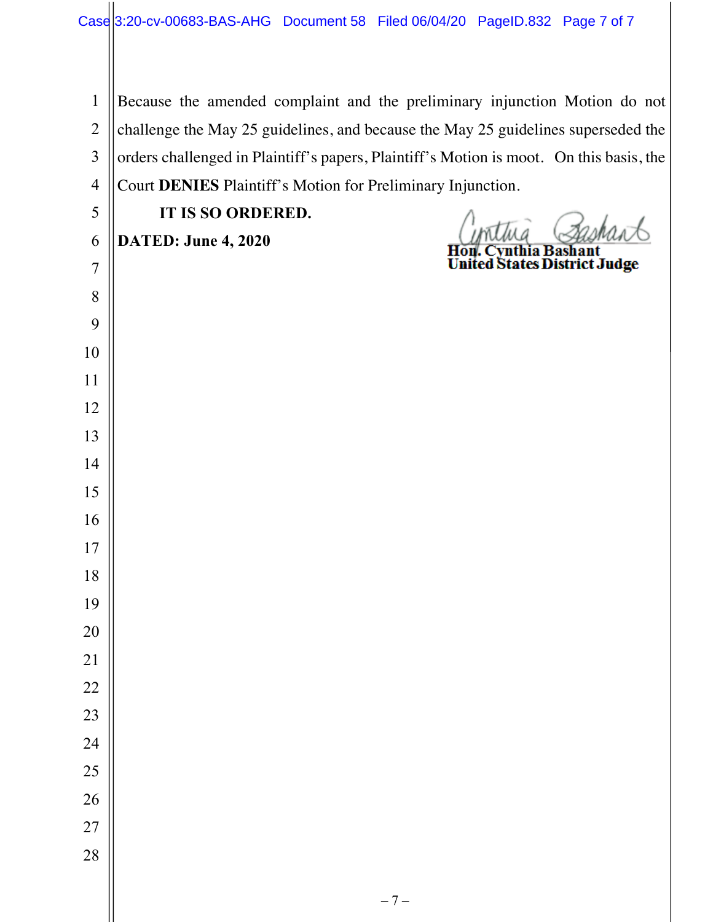Because the amended complaint and the preliminary injunction Motion do not challenge the May 25 guidelines, and because the May 25 guidelines superseded the orders challenged in Plaintiff's papers, Plaintiff's Motion is moot. On this basis, the Court **DENIES** Plaintiff's Motion for Preliminary Injunction.

**IT IS SO ORDERED.**

**DATED: June 4, 2020**

**Hon. Cynthia Bashant**
**United States District Judge**